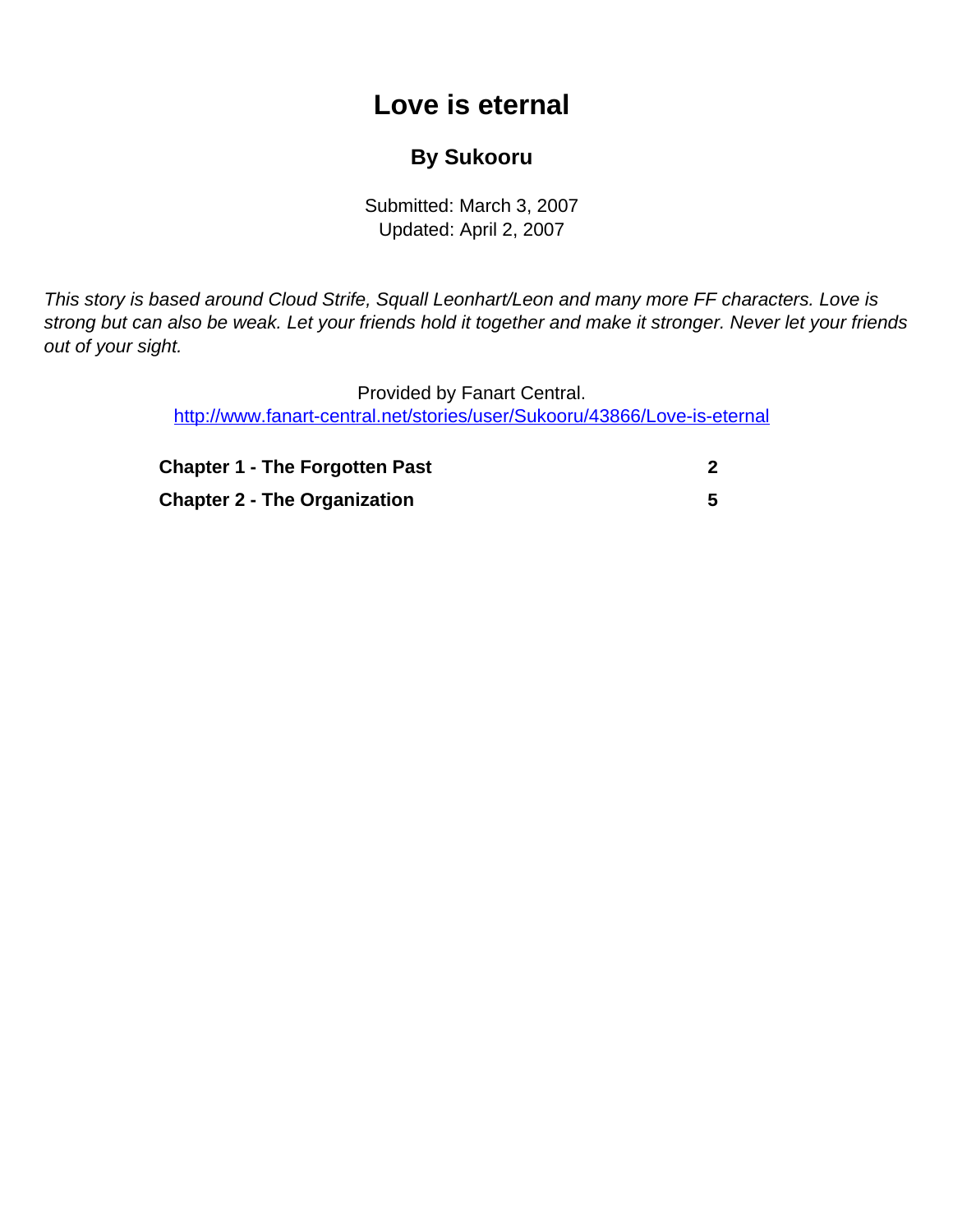# Love is eternal

## By Sukooru

Submitted: March 3, 2007
Updated: April 2, 2007

*This story is based around Cloud Strife, Squall Leonhart/Leon and many more FF characters. Love is strong but can also be weak. Let your friends hold it together and make it stronger. Never let your friends out of your sight.*

Provided by Fanart Central.
http://www.fanart-central.net/stories/user/Sukooru/43866/Love-is-eternal

| | |
|---|---|
| **Chapter 1 - The Forgotten Past** | **2** |
| **Chapter 2 - The Organization** | **5** |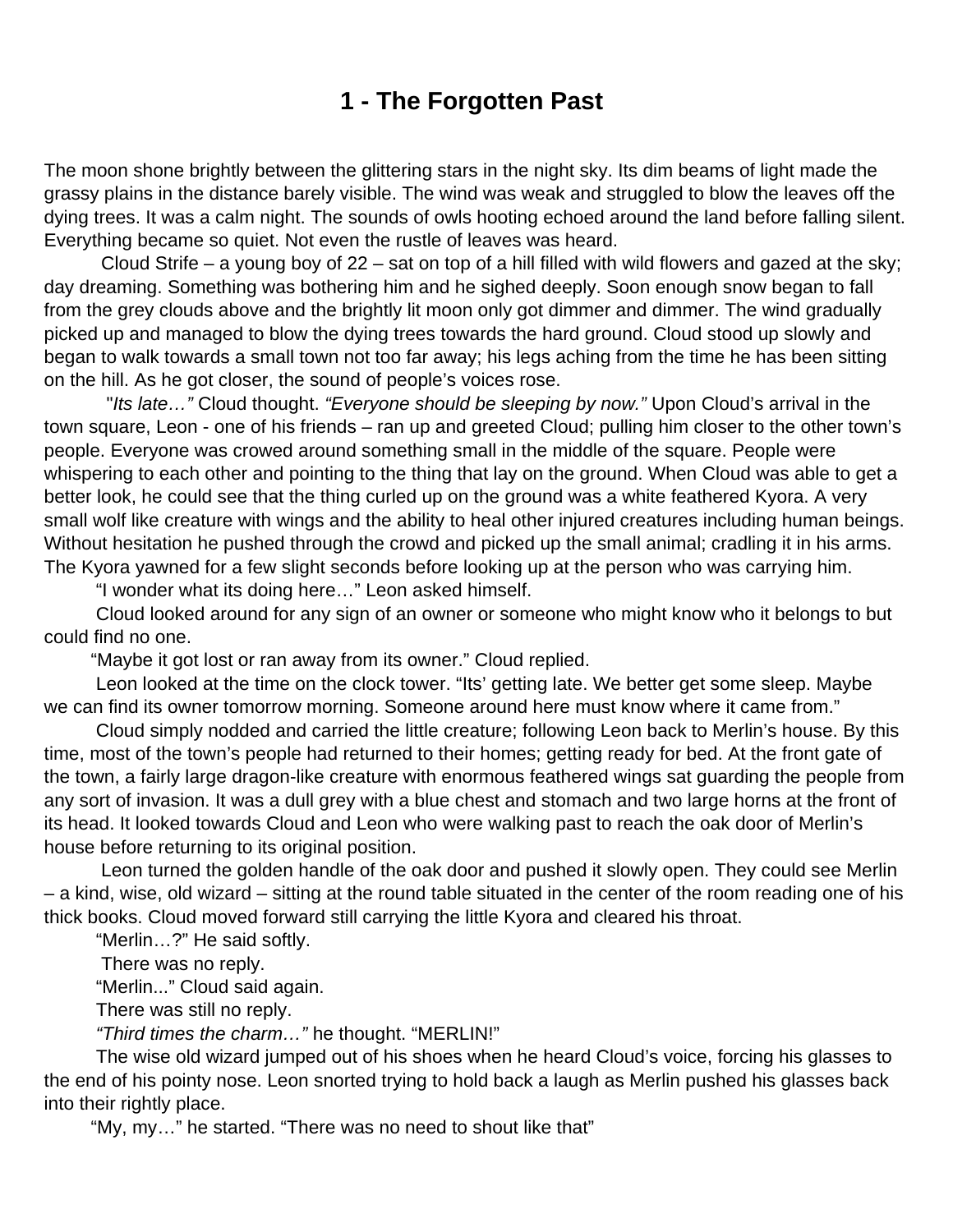# 1 - The Forgotten Past

The moon shone brightly between the glittering stars in the night sky. Its dim beams of light made the grassy plains in the distance barely visible. The wind was weak and struggled to blow the leaves off the dying trees. It was a calm night. The sounds of owls hooting echoed around the land before falling silent. Everything became so quiet. Not even the rustle of leaves was heard.

Cloud Strife – a young boy of 22 – sat on top of a hill filled with wild flowers and gazed at the sky; day dreaming. Something was bothering him and he sighed deeply. Soon enough snow began to fall from the grey clouds above and the brightly lit moon only got dimmer and dimmer. The wind gradually picked up and managed to blow the dying trees towards the hard ground. Cloud stood up slowly and began to walk towards a small town not too far away; his legs aching from the time he has been sitting on the hill. As he got closer, the sound of people's voices rose.

"*Its late…"* Cloud thought. *"Everyone should be sleeping by now."* Upon Cloud's arrival in the town square, Leon - one of his friends – ran up and greeted Cloud; pulling him closer to the other town's people. Everyone was crowed around something small in the middle of the square. People were whispering to each other and pointing to the thing that lay on the ground. When Cloud was able to get a better look, he could see that the thing curled up on the ground was a white feathered Kyora. A very small wolf like creature with wings and the ability to heal other injured creatures including human beings. Without hesitation he pushed through the crowd and picked up the small animal; cradling it in his arms. The Kyora yawned for a few slight seconds before looking up at the person who was carrying him.

"I wonder what its doing here…" Leon asked himself.

Cloud looked around for any sign of an owner or someone who might know who it belongs to but could find no one.

"Maybe it got lost or ran away from its owner." Cloud replied.

Leon looked at the time on the clock tower. "Its' getting late. We better get some sleep. Maybe we can find its owner tomorrow morning. Someone around here must know where it came from."

Cloud simply nodded and carried the little creature; following Leon back to Merlin's house. By this time, most of the town's people had returned to their homes; getting ready for bed. At the front gate of the town, a fairly large dragon-like creature with enormous feathered wings sat guarding the people from any sort of invasion. It was a dull grey with a blue chest and stomach and two large horns at the front of its head. It looked towards Cloud and Leon who were walking past to reach the oak door of Merlin's house before returning to its original position.

Leon turned the golden handle of the oak door and pushed it slowly open. They could see Merlin – a kind, wise, old wizard – sitting at the round table situated in the center of the room reading one of his thick books. Cloud moved forward still carrying the little Kyora and cleared his throat.

"Merlin…?" He said softly.

There was no reply.

"Merlin..." Cloud said again.

There was still no reply.

*"Third times the charm…"* he thought. "MERLIN!"

The wise old wizard jumped out of his shoes when he heard Cloud's voice, forcing his glasses to the end of his pointy nose. Leon snorted trying to hold back a laugh as Merlin pushed his glasses back into their rightly place.

"My, my…" he started. "There was no need to shout like that"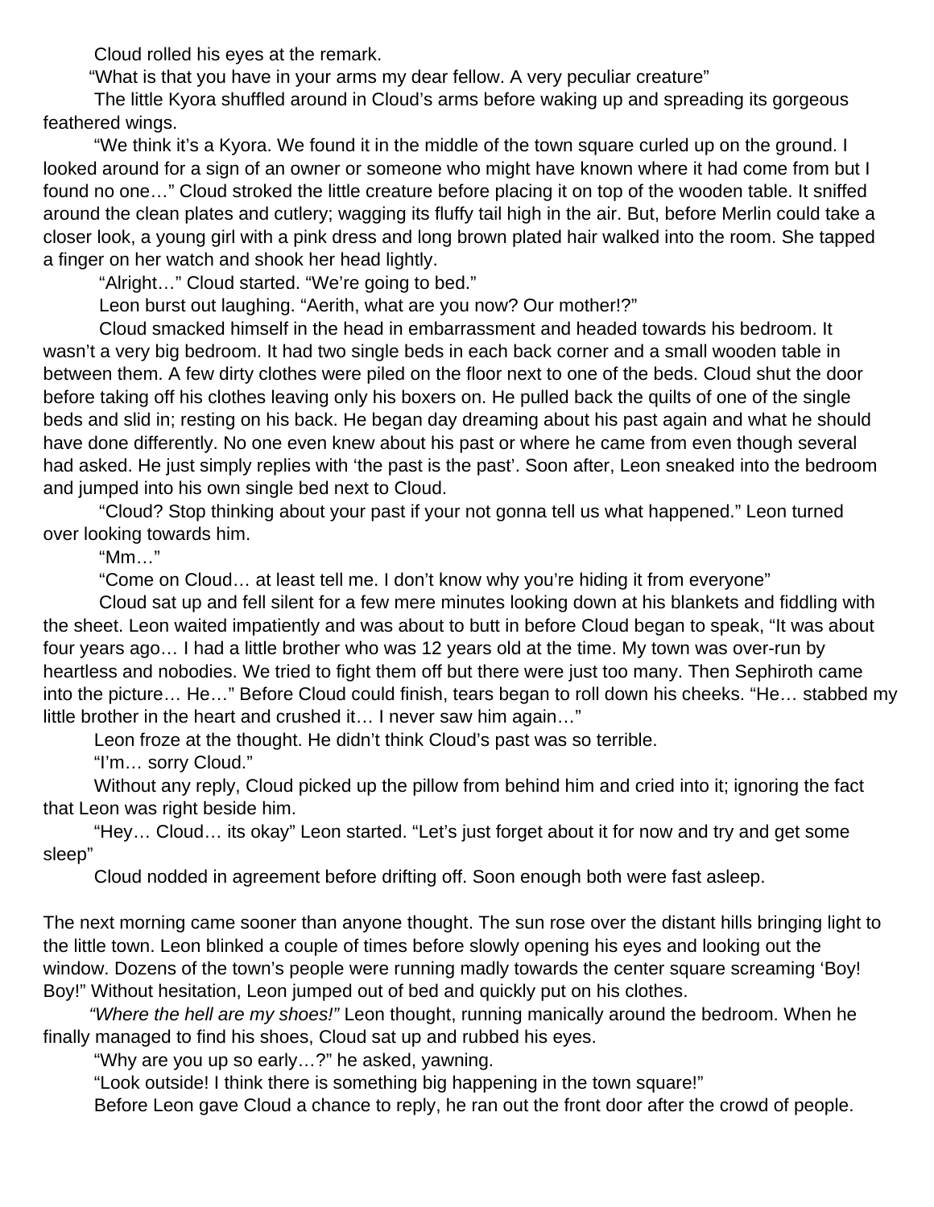Cloud rolled his eyes at the remark.

"What is that you have in your arms my dear fellow. A very peculiar creature"

The little Kyora shuffled around in Cloud's arms before waking up and spreading its gorgeous feathered wings.

"We think it's a Kyora. We found it in the middle of the town square curled up on the ground. I looked around for a sign of an owner or someone who might have known where it had come from but I found no one…" Cloud stroked the little creature before placing it on top of the wooden table. It sniffed around the clean plates and cutlery; wagging its fluffy tail high in the air. But, before Merlin could take a closer look, a young girl with a pink dress and long brown plated hair walked into the room. She tapped a finger on her watch and shook her head lightly.

"Alright…" Cloud started. "We're going to bed."

Leon burst out laughing. "Aerith, what are you now? Our mother!?"

Cloud smacked himself in the head in embarrassment and headed towards his bedroom. It wasn't a very big bedroom. It had two single beds in each back corner and a small wooden table in between them. A few dirty clothes were piled on the floor next to one of the beds. Cloud shut the door before taking off his clothes leaving only his boxers on. He pulled back the quilts of one of the single beds and slid in; resting on his back. He began day dreaming about his past again and what he should have done differently. No one even knew about his past or where he came from even though several had asked. He just simply replies with 'the past is the past'. Soon after, Leon sneaked into the bedroom and jumped into his own single bed next to Cloud.

"Cloud? Stop thinking about your past if your not gonna tell us what happened." Leon turned over looking towards him.

"Mm…"

"Come on Cloud… at least tell me. I don't know why you're hiding it from everyone"

Cloud sat up and fell silent for a few mere minutes looking down at his blankets and fiddling with the sheet. Leon waited impatiently and was about to butt in before Cloud began to speak, "It was about four years ago… I had a little brother who was 12 years old at the time. My town was over-run by heartless and nobodies. We tried to fight them off but there were just too many. Then Sephiroth came into the picture… He…" Before Cloud could finish, tears began to roll down his cheeks. "He… stabbed my little brother in the heart and crushed it… I never saw him again…"

Leon froze at the thought. He didn't think Cloud's past was so terrible.

"I'm… sorry Cloud."

Without any reply, Cloud picked up the pillow from behind him and cried into it; ignoring the fact that Leon was right beside him.

"Hey… Cloud… its okay" Leon started. "Let's just forget about it for now and try and get some sleep"

Cloud nodded in agreement before drifting off. Soon enough both were fast asleep.

The next morning came sooner than anyone thought. The sun rose over the distant hills bringing light to the little town. Leon blinked a couple of times before slowly opening his eyes and looking out the window. Dozens of the town's people were running madly towards the center square screaming 'Boy! Boy!" Without hesitation, Leon jumped out of bed and quickly put on his clothes.

*"Where the hell are my shoes!"* Leon thought, running manically around the bedroom. When he finally managed to find his shoes, Cloud sat up and rubbed his eyes.

"Why are you up so early…?" he asked, yawning.

"Look outside! I think there is something big happening in the town square!"

Before Leon gave Cloud a chance to reply, he ran out the front door after the crowd of people.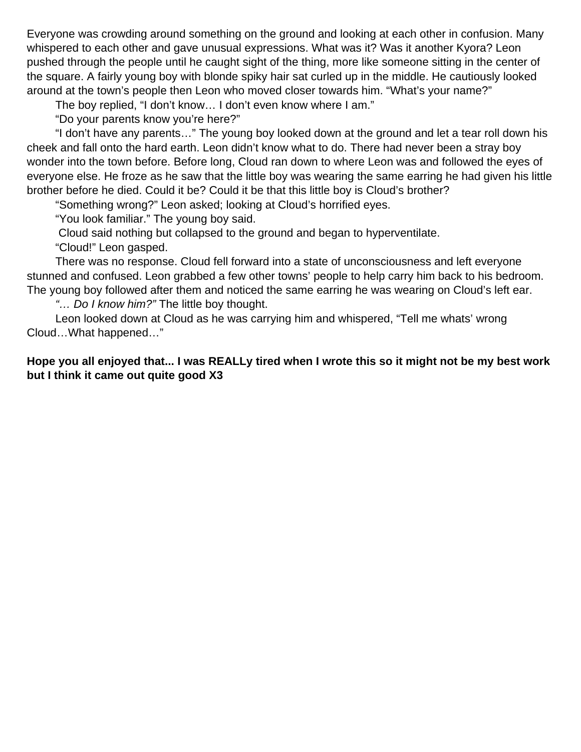Everyone was crowding around something on the ground and looking at each other in confusion. Many whispered to each other and gave unusual expressions. What was it? Was it another Kyora? Leon pushed through the people until he caught sight of the thing, more like someone sitting in the center of the square. A fairly young boy with blonde spiky hair sat curled up in the middle. He cautiously looked around at the town's people then Leon who moved closer towards him. "What's your name?"

The boy replied, "I don't know… I don't even know where I am."

"Do your parents know you're here?"

"I don't have any parents…" The young boy looked down at the ground and let a tear roll down his cheek and fall onto the hard earth. Leon didn't know what to do. There had never been a stray boy wonder into the town before. Before long, Cloud ran down to where Leon was and followed the eyes of everyone else. He froze as he saw that the little boy was wearing the same earring he had given his little brother before he died. Could it be? Could it be that this little boy is Cloud's brother?

"Something wrong?" Leon asked; looking at Cloud's horrified eyes.

"You look familiar." The young boy said.

Cloud said nothing but collapsed to the ground and began to hyperventilate.

"Cloud!" Leon gasped.

There was no response. Cloud fell forward into a state of unconsciousness and left everyone stunned and confused. Leon grabbed a few other towns' people to help carry him back to his bedroom. The young boy followed after them and noticed the same earring he was wearing on Cloud's left ear.

*"… Do I know him?"* The little boy thought.

Leon looked down at Cloud as he was carrying him and whispered, "Tell me whats' wrong Cloud…What happened…"

**Hope you all enjoyed that... I was REALLy tired when I wrote this so it might not be my best work but I think it came out quite good X3**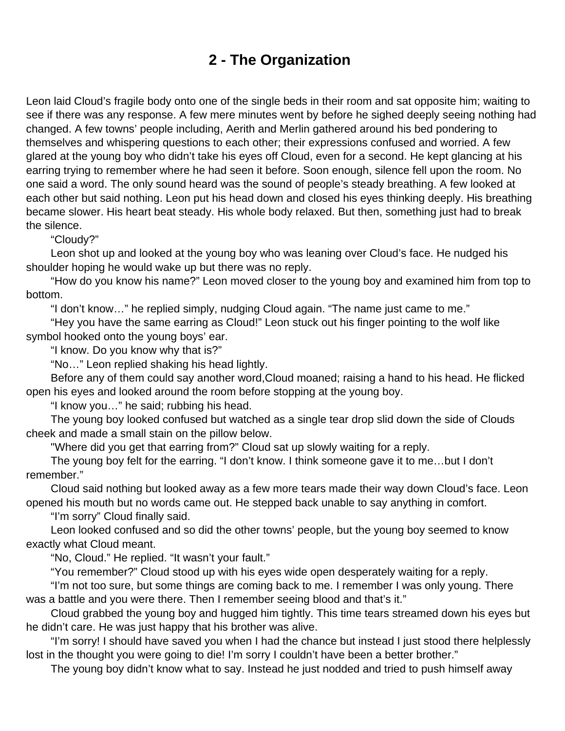# 2 - The Organization

Leon laid Cloud's fragile body onto one of the single beds in their room and sat opposite him; waiting to see if there was any response. A few mere minutes went by before he sighed deeply seeing nothing had changed. A few towns' people including, Aerith and Merlin gathered around his bed pondering to themselves and whispering questions to each other; their expressions confused and worried. A few glared at the young boy who didn't take his eyes off Cloud, even for a second. He kept glancing at his earring trying to remember where he had seen it before. Soon enough, silence fell upon the room. No one said a word. The only sound heard was the sound of people's steady breathing. A few looked at each other but said nothing. Leon put his head down and closed his eyes thinking deeply. His breathing became slower. His heart beat steady. His whole body relaxed. But then, something just had to break the silence.

"Cloudy?"

Leon shot up and looked at the young boy who was leaning over Cloud's face. He nudged his shoulder hoping he would wake up but there was no reply.

"How do you know his name?" Leon moved closer to the young boy and examined him from top to bottom.

"I don't know…" he replied simply, nudging Cloud again. "The name just came to me."

"Hey you have the same earring as Cloud!" Leon stuck out his finger pointing to the wolf like symbol hooked onto the young boys' ear.

"I know. Do you know why that is?"

"No…" Leon replied shaking his head lightly.

Before any of them could say another word,Cloud moaned; raising a hand to his head. He flicked open his eyes and looked around the room before stopping at the young boy.

"I know you…" he said; rubbing his head.

The young boy looked confused but watched as a single tear drop slid down the side of Clouds cheek and made a small stain on the pillow below.

"Where did you get that earring from?" Cloud sat up slowly waiting for a reply.

The young boy felt for the earring. "I don't know. I think someone gave it to me…but I don't remember."

Cloud said nothing but looked away as a few more tears made their way down Cloud's face. Leon opened his mouth but no words came out. He stepped back unable to say anything in comfort.

"I'm sorry" Cloud finally said.

Leon looked confused and so did the other towns' people, but the young boy seemed to know exactly what Cloud meant.

"No, Cloud." He replied. "It wasn't your fault."

"You remember?" Cloud stood up with his eyes wide open desperately waiting for a reply.

"I'm not too sure, but some things are coming back to me. I remember I was only young. There was a battle and you were there. Then I remember seeing blood and that's it."

Cloud grabbed the young boy and hugged him tightly. This time tears streamed down his eyes but he didn't care. He was just happy that his brother was alive.

"I'm sorry! I should have saved you when I had the chance but instead I just stood there helplessly lost in the thought you were going to die! I'm sorry I couldn't have been a better brother."

The young boy didn't know what to say. Instead he just nodded and tried to push himself away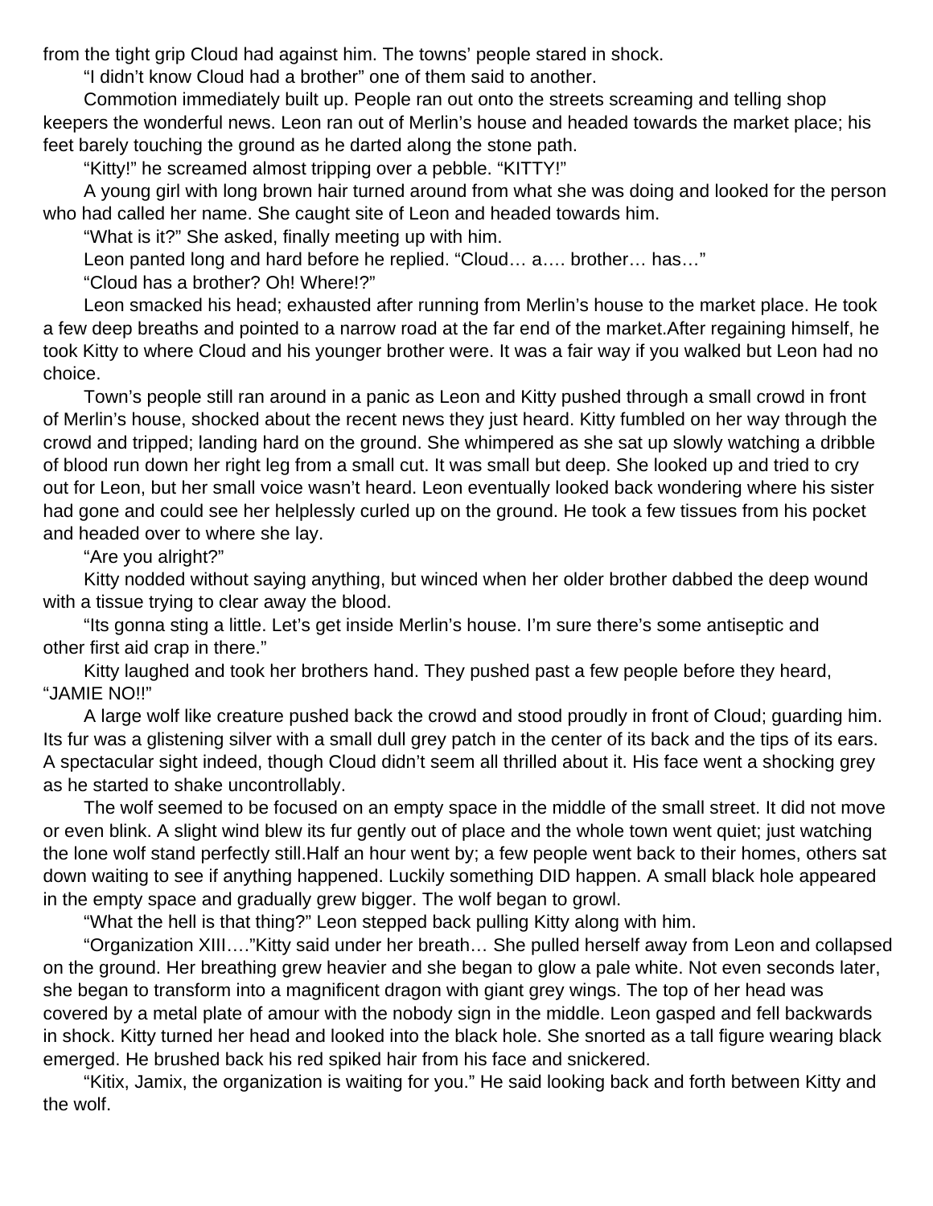from the tight grip Cloud had against him. The towns' people stared in shock.

"I didn't know Cloud had a brother" one of them said to another.

Commotion immediately built up. People ran out onto the streets screaming and telling shop keepers the wonderful news. Leon ran out of Merlin's house and headed towards the market place; his feet barely touching the ground as he darted along the stone path.

"Kitty!" he screamed almost tripping over a pebble. "KITTY!"

A young girl with long brown hair turned around from what she was doing and looked for the person who had called her name. She caught site of Leon and headed towards him.

"What is it?" She asked, finally meeting up with him.

Leon panted long and hard before he replied. "Cloud… a…. brother… has…"

"Cloud has a brother? Oh! Where!?"

Leon smacked his head; exhausted after running from Merlin's house to the market place. He took a few deep breaths and pointed to a narrow road at the far end of the market.After regaining himself, he took Kitty to where Cloud and his younger brother were. It was a fair way if you walked but Leon had no choice.

Town's people still ran around in a panic as Leon and Kitty pushed through a small crowd in front of Merlin's house, shocked about the recent news they just heard. Kitty fumbled on her way through the crowd and tripped; landing hard on the ground. She whimpered as she sat up slowly watching a dribble of blood run down her right leg from a small cut. It was small but deep. She looked up and tried to cry out for Leon, but her small voice wasn't heard. Leon eventually looked back wondering where his sister had gone and could see her helplessly curled up on the ground. He took a few tissues from his pocket and headed over to where she lay.

"Are you alright?"

Kitty nodded without saying anything, but winced when her older brother dabbed the deep wound with a tissue trying to clear away the blood.

"Its gonna sting a little. Let's get inside Merlin's house. I'm sure there's some antiseptic and other first aid crap in there."

Kitty laughed and took her brothers hand. They pushed past a few people before they heard, "JAMIE NO!!"

A large wolf like creature pushed back the crowd and stood proudly in front of Cloud; guarding him. Its fur was a glistening silver with a small dull grey patch in the center of its back and the tips of its ears. A spectacular sight indeed, though Cloud didn't seem all thrilled about it. His face went a shocking grey as he started to shake uncontrollably.

The wolf seemed to be focused on an empty space in the middle of the small street. It did not move or even blink. A slight wind blew its fur gently out of place and the whole town went quiet; just watching the lone wolf stand perfectly still.Half an hour went by; a few people went back to their homes, others sat down waiting to see if anything happened. Luckily something DID happen. A small black hole appeared in the empty space and gradually grew bigger. The wolf began to growl.

"What the hell is that thing?" Leon stepped back pulling Kitty along with him.

"Organization XIII…."Kitty said under her breath… She pulled herself away from Leon and collapsed on the ground. Her breathing grew heavier and she began to glow a pale white. Not even seconds later, she began to transform into a magnificent dragon with giant grey wings. The top of her head was covered by a metal plate of amour with the nobody sign in the middle. Leon gasped and fell backwards in shock. Kitty turned her head and looked into the black hole. She snorted as a tall figure wearing black emerged. He brushed back his red spiked hair from his face and snickered.

"Kitix, Jamix, the organization is waiting for you." He said looking back and forth between Kitty and the wolf.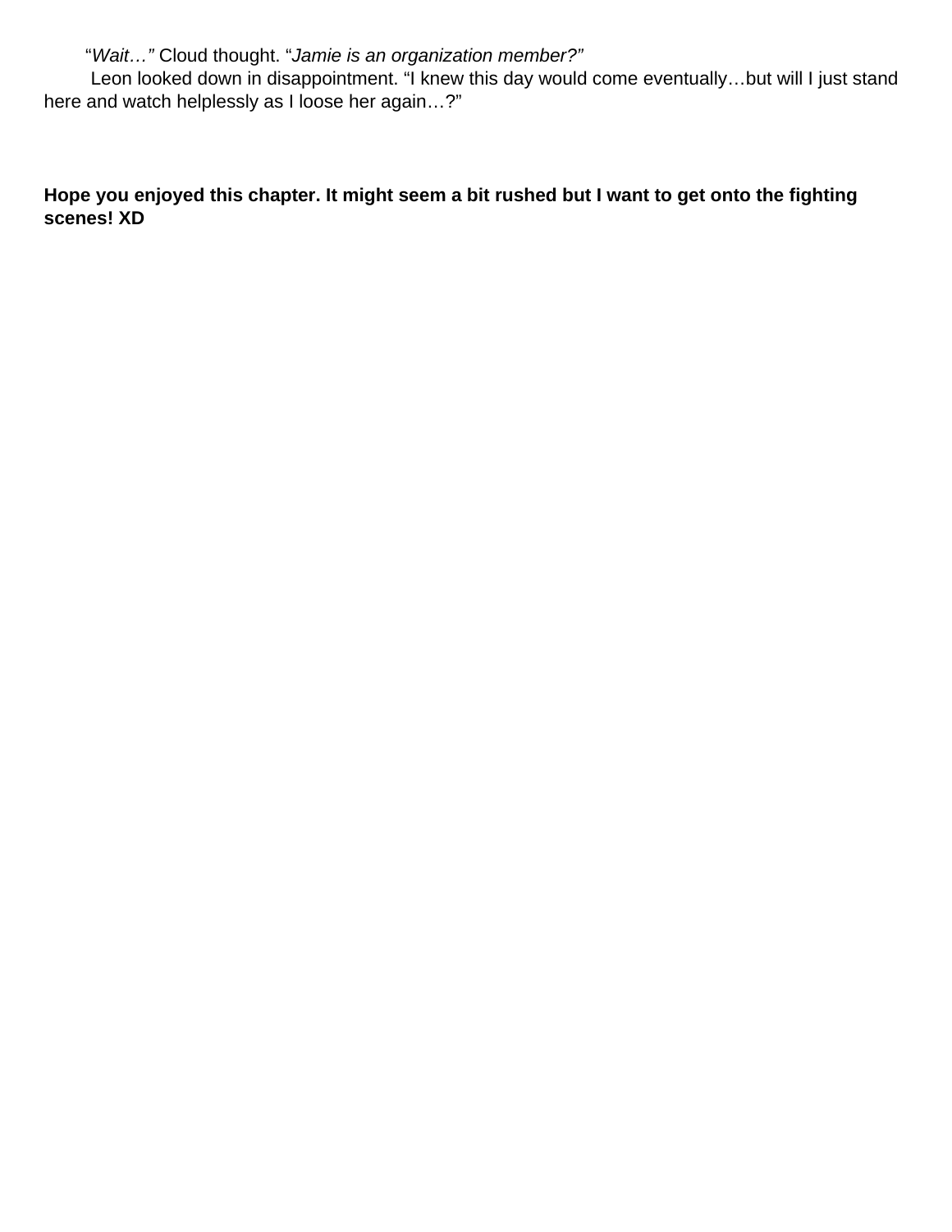"*Wait…"* Cloud thought. "*Jamie is an organization member?"*

Leon looked down in disappointment. "I knew this day would come eventually…but will I just stand here and watch helplessly as I loose her again…?"

**Hope you enjoyed this chapter. It might seem a bit rushed but I want to get onto the fighting scenes! XD**